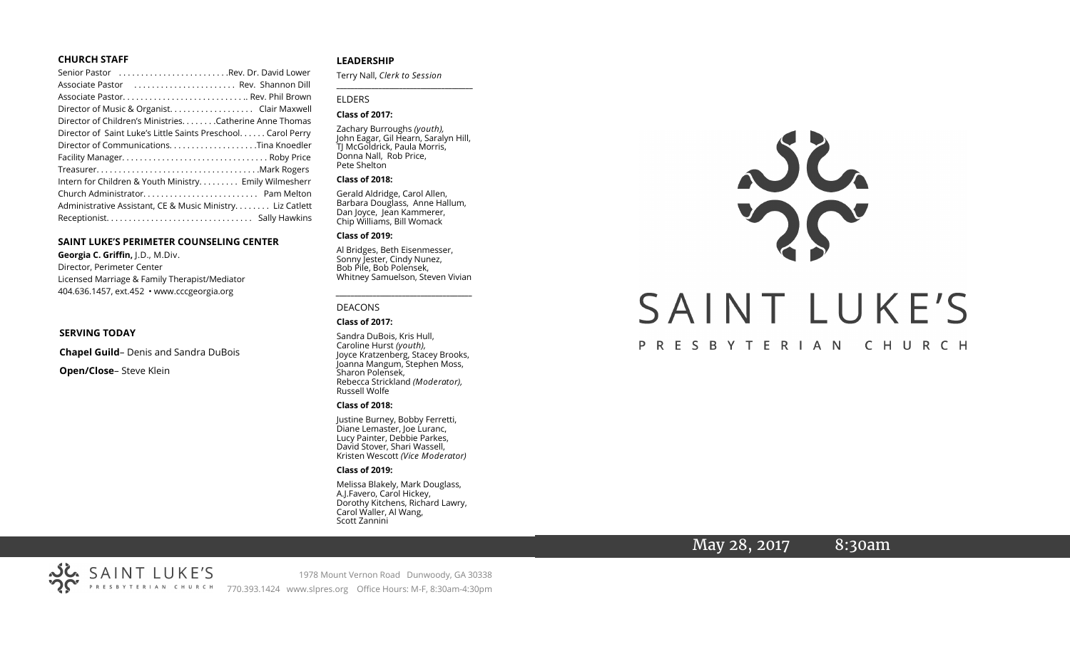## CHURCH STAFF

Senior Pastor . . . . . . . . . . . . . . . . . . . . . . . .Rev. Dr. David Lower
Associate Pastor . . . . . . . . . . . . . . . . . . . . . . Rev. Shannon Dill
Associate Pastor. . . . . . . . . . . . . . . . . . . . . . . . . . .. Rev. Phil Brown
Director of Music & Organist. . . . . . . . . . . . . . . . . . Clair Maxwell
Director of Children's Ministries. . . . . . . .Catherine Anne Thomas
Director of Saint Luke's Little Saints Preschool. . . . . . Carol Perry
Director of Communications. . . . . . . . . . . . . . . . . . .Tina Knoedler
Facility Manager. . . . . . . . . . . . . . . . . . . . . . . . . . . . . . . . Roby Price
Treasurer. . . . . . . . . . . . . . . . . . . . . . . . . . . . . . . . . . . .Mark Rogers
Intern for Children & Youth Ministry. . . . . . . . . Emily Wilmesherr
Church Administrator. . . . . . . . . . . . . . . . . . . . . . . . . Pam Melton
Administrative Assistant, CE & Music Ministry. . . . . . . . Liz Catlett
Receptionist. . . . . . . . . . . . . . . . . . . . . . . . . . . . . . . . Sally Hawkins

## SAINT LUKE'S PERIMETER COUNSELING CENTER

**Georgia C. Griffin,** J.D., M.Div.
Director, Perimeter Center
Licensed Marriage & Family Therapist/Mediator
404.636.1457, ext.452 • www.cccgeorgia.org

## SERVING TODAY

**Chapel Guild**– Denis and Sandra DuBois

**Open/Close**– Steve Klein

## LEADERSHIP

Terry Nall, *Clerk to Session*

ELDERS

**Class of 2017:**

Zachary Burroughs *(youth),* John Eagar, Gil Hearn, Saralyn Hill, TJ McGoldrick, Paula Morris, Donna Nall, Rob Price, Pete Shelton

**Class of 2018:**

Gerald Aldridge, Carol Allen, Barbara Douglass, Anne Hallum, Dan Joyce, Jean Kammerer, Chip Williams, Bill Womack

**Class of 2019:**

Al Bridges, Beth Eisenmesser, Sonny Jester, Cindy Nunez, Bob Pile, Bob Polensek, Whitney Samuelson, Steven Vivian

DEACONS

**Class of 2017:**

Sandra DuBois, Kris Hull, Caroline Hurst *(youth),* Joyce Kratzenberg, Stacey Brooks, Joanna Mangum, Stephen Moss, Sharon Polensek, Rebecca Strickland *(Moderator),* Russell Wolfe

**Class of 2018:**

Justine Burney, Bobby Ferretti, Diane Lemaster, Joe Luranc, Lucy Painter, Debbie Parkes, David Stover, Shari Wassell, Kristen Wescott *(Vice Moderator)*

**Class of 2019:**

Melissa Blakely, Mark Douglass, A.J.Favero, Carol Hickey, Dorothy Kitchens, Richard Lawry, Carol Waller, Al Wang, Scott Zannini

# SAINT LUKE'S

PRESBYTERIAN CHURCH

May 28, 2017 8:30am

SAINT LUKE'S PRESBYTERIAN CHURCH

1978 Mount Vernon Road Dunwoody, GA 30338
770.393.1424 www.slpres.org Office Hours: M-F, 8:30am-4:30pm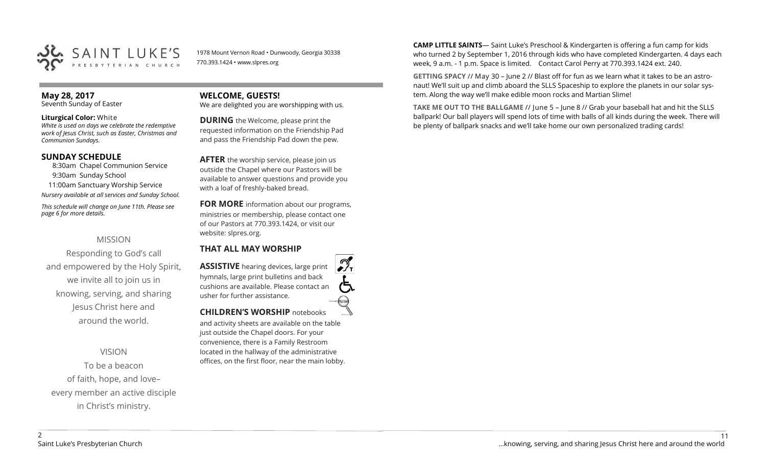SAINT LUKE'S PRESBYTERIAN CHURCH

1978 Mount Vernon Road • Dunwoody, Georgia 30338
770.393.1424 • www.slpres.org

## May 28, 2017
Seventh Sunday of Easter

**Liturgical Color:** White
*White is used on days we celebrate the redemptive work of Jesus Christ, such as Easter, Christmas and Communion Sundays.*

## SUNDAY SCHEDULE

8:30am Chapel Communion Service
9:30am Sunday School
11:00am Sanctuary Worship Service

*Nursery available at all services and Sunday School.*

*This schedule will change on June 11th. Please see page 6 for more details.*

MISSION

Responding to God's call
and empowered by the Holy Spirit,
we invite all to join us in
knowing, serving, and sharing
Jesus Christ here and
around the world.

VISION

To be a beacon
of faith, hope, and love–
every member an active disciple
in Christ's ministry.

## WELCOME, GUESTS!

We are delighted you are worshipping with us.

**DURING** the Welcome, please print the requested information on the Friendship Pad and pass the Friendship Pad down the pew.

**AFTER** the worship service, please join us outside the Chapel where our Pastors will be available to answer questions and provide you with a loaf of freshly-baked bread.

**FOR MORE** information about our programs, ministries or membership, please contact one of our Pastors at 770.393.1424, or visit our website: slpres.org.

## THAT ALL MAY WORSHIP

**ASSISTIVE** hearing devices, large print hymnals, large print bulletins and back cushions are available. Please contact an usher for further assistance.

**CHILDREN'S WORSHIP** notebooks and activity sheets are available on the table just outside the Chapel doors. For your convenience, there is a Family Restroom located in the hallway of the administrative offices, on the first floor, near the main lobby.

**CAMP LITTLE SAINTS**— Saint Luke's Preschool & Kindergarten is offering a fun camp for kids who turned 2 by September 1, 2016 through kids who have completed Kindergarten. 4 days each week, 9 a.m. - 1 p.m. Space is limited. Contact Carol Perry at 770.393.1424 ext. 240.

**GETTING SPACY** // May 30 – June 2 // Blast off for fun as we learn what it takes to be an astronaut! We'll suit up and climb aboard the SLLS Spaceship to explore the planets in our solar system. Along the way we'll make edible moon rocks and Martian Slime!

**TAKE ME OUT TO THE BALLGAME** // June 5 – June 8 // Grab your baseball hat and hit the SLLS ballpark! Our ball players will spend lots of time with balls of all kinds during the week. There will be plenty of ballpark snacks and we'll take home our own personalized trading cards!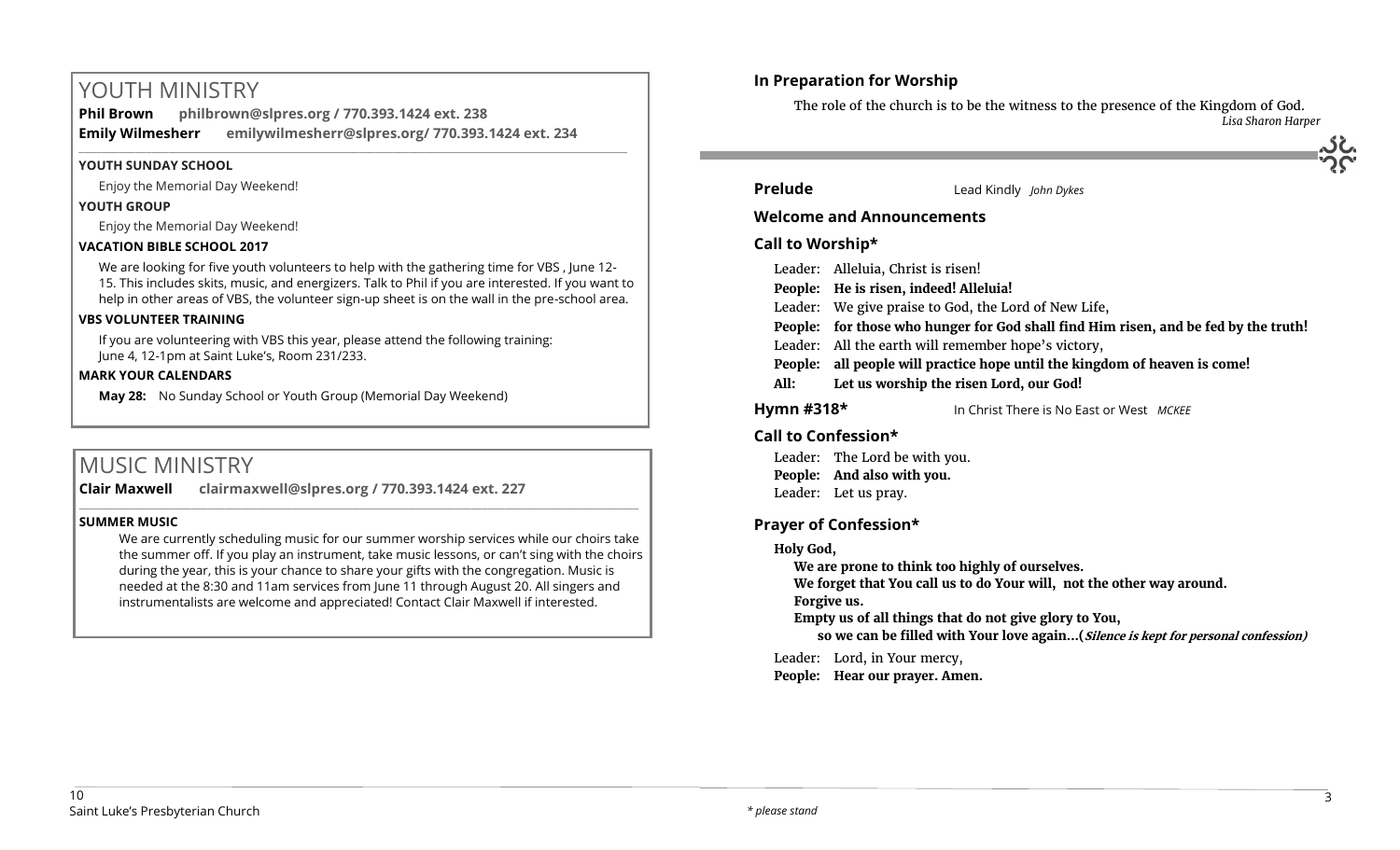# YOUTH MINISTRY

**Phil Brown** **philbrown@slpres.org / 770.393.1424 ext. 238**
**Emily Wilmesherr** **emilywilmesherr@slpres.org/ 770.393.1424 ext. 234**

### YOUTH SUNDAY SCHOOL

Enjoy the Memorial Day Weekend!

### YOUTH GROUP

Enjoy the Memorial Day Weekend!

### VACATION BIBLE SCHOOL 2017

We are looking for five youth volunteers to help with the gathering time for VBS , June 12-15. This includes skits, music, and energizers. Talk to Phil if you are interested. If you want to help in other areas of VBS, the volunteer sign-up sheet is on the wall in the pre-school area.

### VBS VOLUNTEER TRAINING

If you are volunteering with VBS this year, please attend the following training:
June 4, 12-1pm at Saint Luke's, Room 231/233.

### MARK YOUR CALENDARS

**May 28:** No Sunday School or Youth Group (Memorial Day Weekend)

# MUSIC MINISTRY

**Clair Maxwell** **clairmaxwell@slpres.org / 770.393.1424 ext. 227**

### SUMMER MUSIC

We are currently scheduling music for our summer worship services while our choirs take the summer off. If you play an instrument, take music lessons, or can't sing with the choirs during the year, this is your chance to share your gifts with the congregation. Music is needed at the 8:30 and 11am services from June 11 through August 20. All singers and instrumentalists are welcome and appreciated! Contact Clair Maxwell if interested.

### In Preparation for Worship

The role of the church is to be the witness to the presence of the Kingdom of God.
*Lisa Sharon Harper*

**Prelude** Lead Kindly *John Dykes*

**Welcome and Announcements**

**Call to Worship***

Leader: Alleluia, Christ is risen!
**People: He is risen, indeed! Alleluia!**
Leader: We give praise to God, the Lord of New Life,
**People: for those who hunger for God shall find Him risen, and be fed by the truth!**
Leader: All the earth will remember hope's victory,
**People: all people will practice hope until the kingdom of heaven is come!**
**All: Let us worship the risen Lord, our God!**

**Hymn #318*** In Christ There is No East or West *MCKEE*

**Call to Confession***

Leader: The Lord be with you.
**People: And also with you.**
Leader: Let us pray.

**Prayer of Confession***

**Holy God,**
**We are prone to think too highly of ourselves.**
**We forget that You call us to do Your will, not the other way around.**
**Forgive us.**
**Empty us of all things that do not give glory to You,**
**so we can be filled with Your love again…(*Silence is kept for personal confession)***

Leader: Lord, in Your mercy,
**People: Hear our prayer. Amen.**

*\* please stand*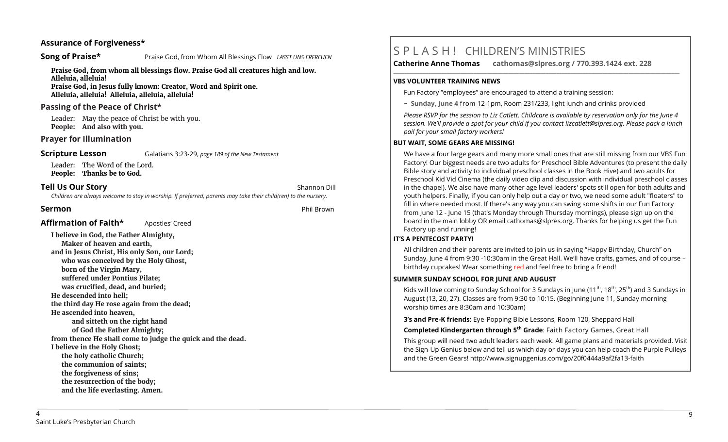### Assurance of Forgiveness*

**Song of Praise*** Praise God, from Whom All Blessings Flow *LASST UNS ERFREUEN*

**Praise God, from whom all blessings flow. Praise God all creatures high and low. Alleluia, alleluia!**
**Praise God, in Jesus fully known: Creator, Word and Spirit one.**
**Alleluia, alleluia! Alleluia, alleluia, alleluia!**

### Passing of the Peace of Christ*

Leader: May the peace of Christ be with you.
**People: And also with you.**

### Prayer for Illumination

**Scripture Lesson** Galatians 3:23-29, *page 189 of the New Testament*

Leader: The Word of the Lord.
**People: Thanks be to God.**

**Tell Us Our Story** Shannon Dill

*Children are always welcome to stay in worship. If preferred, parents may take their child(ren) to the nursery.*

**Sermon** Phil Brown

**Affirmation of Faith*** Apostles' Creed

**I believe in God, the Father Almighty,**
**Maker of heaven and earth,**
**and in Jesus Christ, His only Son, our Lord;**
**who was conceived by the Holy Ghost,**
**born of the Virgin Mary,**
**suffered under Pontius Pilate;**
**was crucified, dead, and buried;**
**He descended into hell;**
**the third day He rose again from the dead;**
**He ascended into heaven,**
**and sitteth on the right hand**
**of God the Father Almighty;**
**from thence He shall come to judge the quick and the dead.**
**I believe in the Holy Ghost;**
**the holy catholic Church;**
**the communion of saints;**
**the forgiveness of sins;**
**the resurrection of the body;**
**and the life everlasting. Amen.**

# S P L A S H ! CHILDREN'S MINISTRIES

**Catherine Anne Thomas cathomas@slpres.org / 770.393.1424 ext. 228**

**VBS VOLUNTEER TRAINING NEWS**

Fun Factory "employees" are encouraged to attend a training session:

~ **Sunday, June 4** from 12-1pm, Room 231/233, light lunch and drinks provided

*Please RSVP for the session to Liz Catlett. Childcare is available by reservation only for the June 4 session. We'll provide a spot for your child if you contact lizcatlett@slpres.org. Please pack a lunch pail for your small factory workers!*

**BUT WAIT, SOME GEARS ARE MISSING!**

We have a four large gears and many more small ones that are still missing from our VBS Fun Factory! Our biggest needs are two adults for Preschool Bible Adventures (to present the daily Bible story and activity to individual preschool classes in the Book Hive) and two adults for Preschool Kid Vid Cinema (the daily video clip and discussion with individual preschool classes in the chapel). We also have many other age level leaders' spots still open for both adults and youth helpers. Finally, if you can only help out a day or two, we need some adult "floaters" to fill in where needed most. If there's any way you can swing some shifts in our Fun Factory from June 12 - June 15 (that's Monday through Thursday mornings), please sign up on the board in the main lobby OR email cathomas@slpres.org. Thanks for helping us get the Fun Factory up and running!

**IT'S A PENTECOST PARTY!**

All children and their parents are invited to join us in saying "Happy Birthday, Church" on Sunday, June 4 from 9:30 -10:30am in the Great Hall. We'll have crafts, games, and of course – birthday cupcakes! Wear something red and feel free to bring a friend!

**SUMMER SUNDAY SCHOOL FOR JUNE AND AUGUST**

Kids will love coming to Sunday School for 3 Sundays in June (11th, 18th, 25th) and 3 Sundays in August (13, 20, 27). Classes are from 9:30 to 10:15. (Beginning June 11, Sunday morning worship times are 8:30am and 10:30am)

**3's and Pre-K friends**: Eye-Popping Bible Lessons, Room 120, Sheppard Hall

**Completed Kindergarten through 5th Grade**: Faith Factory Games, Great Hall

This group will need two adult leaders each week. All game plans and materials provided. Visit the Sign-Up Genius below and tell us which day or days you can help coach the Purple Pulleys and the Green Gears! http://www.signupgenius.com/go/20f0444a9af2fa13-faith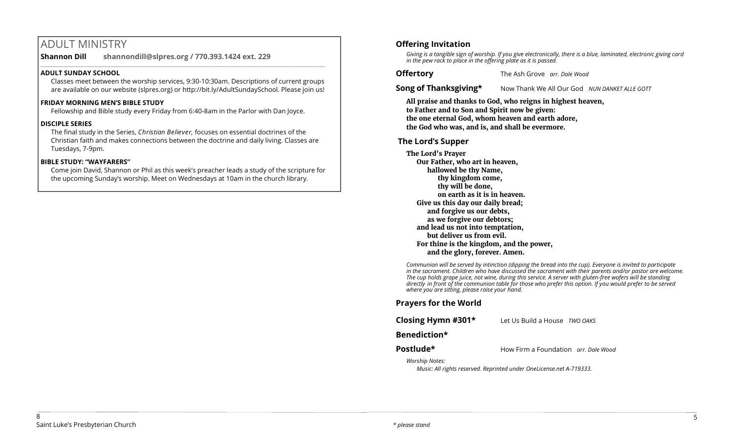# ADULT MINISTRY

**Shannon Dill** **shannondill@slpres.org / 770.393.1424 ext. 229**

**ADULT SUNDAY SCHOOL**

Classes meet between the worship services, 9:30-10:30am. Descriptions of current groups are available on our website (slpres.org) or http://bit.ly/AdultSundaySchool. Please join us!

**FRIDAY MORNING MEN'S BIBLE STUDY**

Fellowship and Bible study every Friday from 6:40-8am in the Parlor with Dan Joyce.

**DISCIPLE SERIES**

The final study in the Series, *Christian Believer,* focuses on essential doctrines of the Christian faith and makes connections between the doctrine and daily living. Classes are Tuesdays, 7-9pm.

**BIBLE STUDY: "WAYFARERS"**

Come join David, Shannon or Phil as this week's preacher leads a study of the scripture for the upcoming Sunday's worship. Meet on Wednesdays at 10am in the church library.

## Offering Invitation

*Giving is a tangible sign of worship. If you give electronically, there is a blue, laminated, electronic giving card in the pew rack to place in the offering plate as it is passed.*

**Offertory** The Ash Grove *arr. Dale Wood*

**Song of Thanksgiving*** Now Thank We All Our God *NUN DANKET ALLE GOTT*

**All praise and thanks to God, who reigns in highest heaven,**
**to Father and to Son and Spirit now be given:**
**the one eternal God, whom heaven and earth adore,**
**the God who was, and is, and shall be evermore.**

## The Lord's Supper

**The Lord's Prayer**

**Our Father, who art in heaven,**
**hallowed be thy Name,**
**thy kingdom come,**
**thy will be done,**
**on earth as it is in heaven.**
**Give us this day our daily bread;**
**and forgive us our debts,**
**as we forgive our debtors;**
**and lead us not into temptation,**
**but deliver us from evil.**
**For thine is the kingdom, and the power,**
**and the glory, forever. Amen.**

*Communion will be served by intinction (dipping the bread into the cup). Everyone is invited to participate in the sacrament. Children who have discussed the sacrament with their parents and/or pastor are welcome. The cup holds grape juice, not wine, during this service. A server with gluten-free wafers will be standing directly in front of the communion table for those who prefer this option. If you would prefer to be served where you are sitting, please raise your hand.*

## Prayers for the World

**Closing Hymn #301*** Let Us Build a House *TWO OAKS*

**Benediction***

**Postlude*** How Firm a Foundation *arr. Dale Wood*

*Worship Notes:*

*Music: All rights reserved. Reprinted under OneLicense.net A-719333.*

*\* please stand*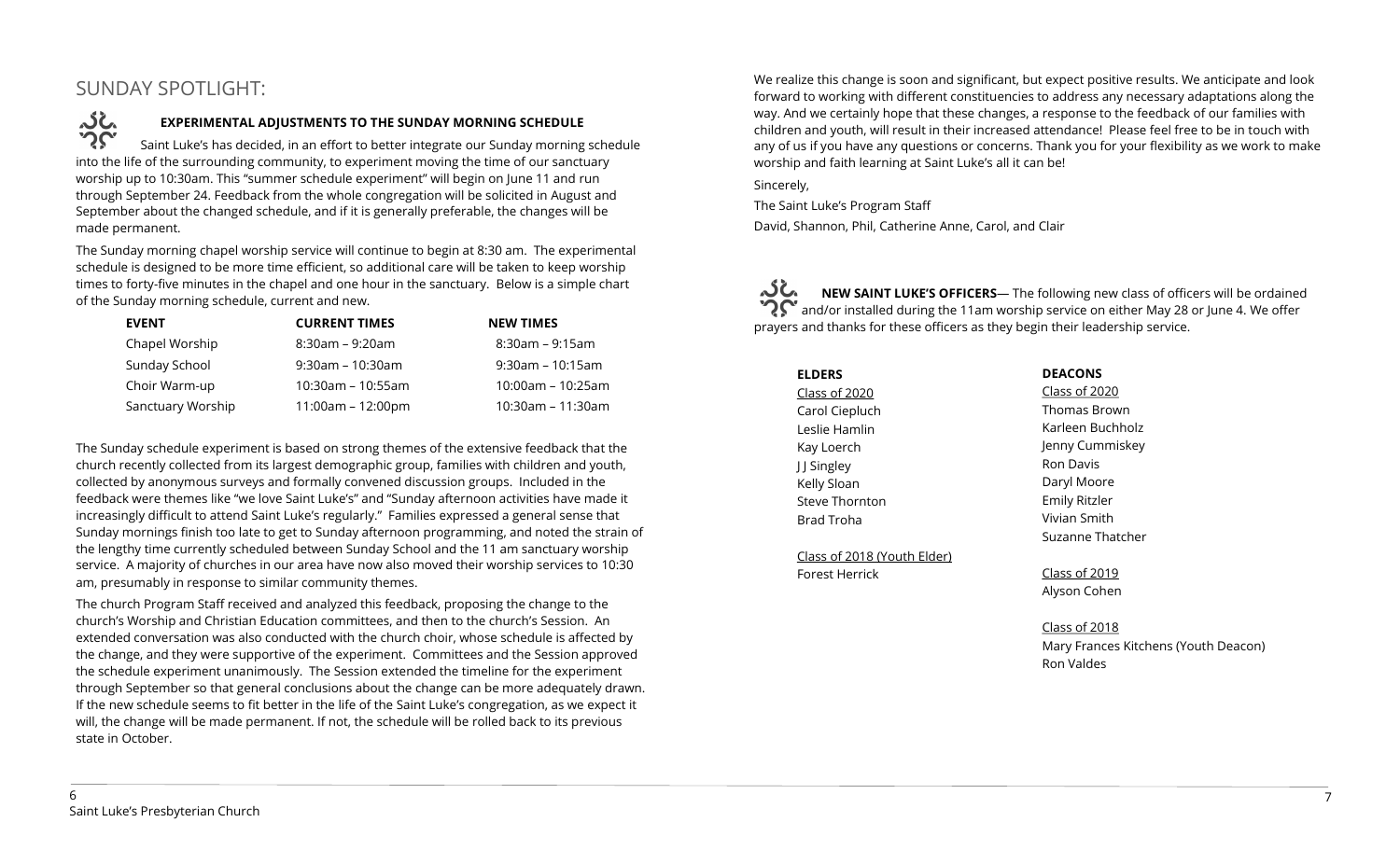# SUNDAY SPOTLIGHT:

### EXPERIMENTAL ADJUSTMENTS TO THE SUNDAY MORNING SCHEDULE

Saint Luke's has decided, in an effort to better integrate our Sunday morning schedule into the life of the surrounding community, to experiment moving the time of our sanctuary worship up to 10:30am. This "summer schedule experiment" will begin on June 11 and run through September 24. Feedback from the whole congregation will be solicited in August and September about the changed schedule, and if it is generally preferable, the changes will be made permanent.

The Sunday morning chapel worship service will continue to begin at 8:30 am. The experimental schedule is designed to be more time efficient, so additional care will be taken to keep worship times to forty-five minutes in the chapel and one hour in the sanctuary. Below is a simple chart of the Sunday morning schedule, current and new.

| EVENT | CURRENT TIMES | NEW TIMES |
|---|---|---|
| Chapel Worship | 8:30am – 9:20am | 8:30am – 9:15am |
| Sunday School | 9:30am – 10:30am | 9:30am – 10:15am |
| Choir Warm-up | 10:30am – 10:55am | 10:00am – 10:25am |
| Sanctuary Worship | 11:00am – 12:00pm | 10:30am – 11:30am |

The Sunday schedule experiment is based on strong themes of the extensive feedback that the church recently collected from its largest demographic group, families with children and youth, collected by anonymous surveys and formally convened discussion groups. Included in the feedback were themes like "we love Saint Luke's" and "Sunday afternoon activities have made it increasingly difficult to attend Saint Luke's regularly." Families expressed a general sense that Sunday mornings finish too late to get to Sunday afternoon programming, and noted the strain of the lengthy time currently scheduled between Sunday School and the 11 am sanctuary worship service. A majority of churches in our area have now also moved their worship services to 10:30 am, presumably in response to similar community themes.

The church Program Staff received and analyzed this feedback, proposing the change to the church's Worship and Christian Education committees, and then to the church's Session. An extended conversation was also conducted with the church choir, whose schedule is affected by the change, and they were supportive of the experiment. Committees and the Session approved the schedule experiment unanimously. The Session extended the timeline for the experiment through September so that general conclusions about the change can be more adequately drawn. If the new schedule seems to fit better in the life of the Saint Luke's congregation, as we expect it will, the change will be made permanent. If not, the schedule will be rolled back to its previous state in October.

We realize this change is soon and significant, but expect positive results. We anticipate and look forward to working with different constituencies to address any necessary adaptations along the way. And we certainly hope that these changes, a response to the feedback of our families with children and youth, will result in their increased attendance! Please feel free to be in touch with any of us if you have any questions or concerns. Thank you for your flexibility as we work to make worship and faith learning at Saint Luke's all it can be!

Sincerely,

The Saint Luke's Program Staff

David, Shannon, Phil, Catherine Anne, Carol, and Clair

**NEW SAINT LUKE'S OFFICERS**— The following new class of officers will be ordained and/or installed during the 11am worship service on either May 28 or June 4. We offer prayers and thanks for these officers as they begin their leadership service.

**ELDERS**

Class of 2020
Carol Ciepluch
Leslie Hamlin
Kay Loerch
J J Singley
Kelly Sloan
Steve Thornton
Brad Troha

Class of 2018 (Youth Elder)
Forest Herrick

**DEACONS**

Class of 2020
Thomas Brown
Karleen Buchholz
Jenny Cummiskey
Ron Davis
Daryl Moore
Emily Ritzler
Vivian Smith
Suzanne Thatcher

Class of 2019
Alyson Cohen

Class of 2018
Mary Frances Kitchens (Youth Deacon)
Ron Valdes